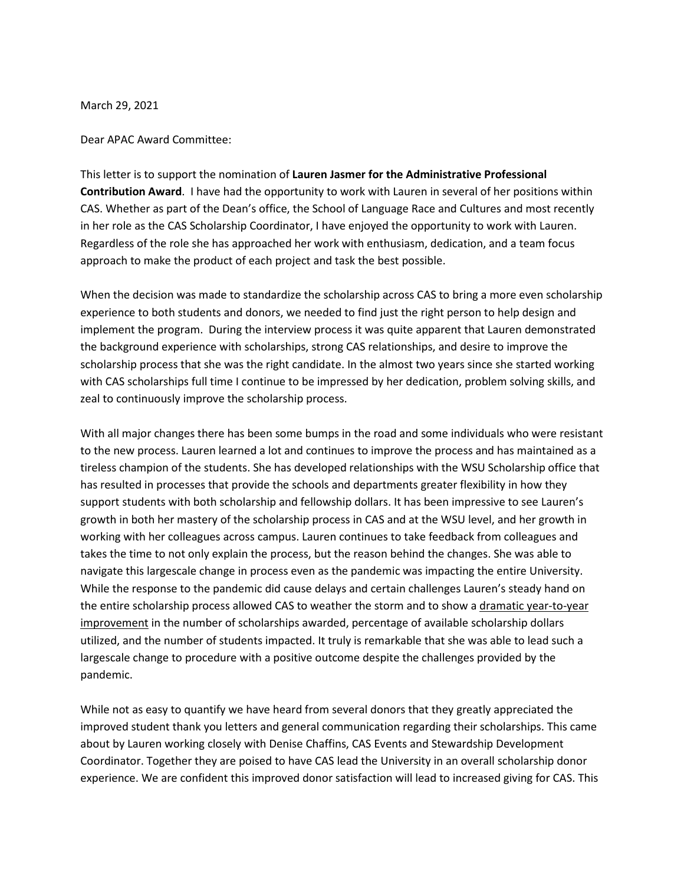March 29, 2021

Dear APAC Award Committee:

This letter is to support the nomination of **Lauren Jasmer for the Administrative Professional Contribution Award**. I have had the opportunity to work with Lauren in several of her positions within CAS. Whether as part of the Dean's office, the School of Language Race and Cultures and most recently in her role as the CAS Scholarship Coordinator, I have enjoyed the opportunity to work with Lauren. Regardless of the role she has approached her work with enthusiasm, dedication, and a team focus approach to make the product of each project and task the best possible.

When the decision was made to standardize the scholarship across CAS to bring a more even scholarship experience to both students and donors, we needed to find just the right person to help design and implement the program. During the interview process it was quite apparent that Lauren demonstrated the background experience with scholarships, strong CAS relationships, and desire to improve the scholarship process that she was the right candidate. In the almost two years since she started working with CAS scholarships full time I continue to be impressed by her dedication, problem solving skills, and zeal to continuously improve the scholarship process.

With all major changes there has been some bumps in the road and some individuals who were resistant to the new process. Lauren learned a lot and continues to improve the process and has maintained as a tireless champion of the students. She has developed relationships with the WSU Scholarship office that has resulted in processes that provide the schools and departments greater flexibility in how they support students with both scholarship and fellowship dollars. It has been impressive to see Lauren's growth in both her mastery of the scholarship process in CAS and at the WSU level, and her growth in working with her colleagues across campus. Lauren continues to take feedback from colleagues and takes the time to not only explain the process, but the reason behind the changes. She was able to navigate this largescale change in process even as the pandemic was impacting the entire University. While the response to the pandemic did cause delays and certain challenges Lauren's steady hand on the entire scholarship process allowed CAS to weather the storm and to show a <u>dramatic year-to-year improvement</u> in the number of scholarships awarded, percentage of available scholarship dollars utilized, and the number of students impacted. It truly is remarkable that she was able to lead such a largescale change to procedure with a positive outcome despite the challenges provided by the pandemic.

While not as easy to quantify we have heard from several donors that they greatly appreciated the improved student thank you letters and general communication regarding their scholarships. This came about by Lauren working closely with Denise Chaffins, CAS Events and Stewardship Development Coordinator. Together they are poised to have CAS lead the University in an overall scholarship donor experience. We are confident this improved donor satisfaction will lead to increased giving for CAS. This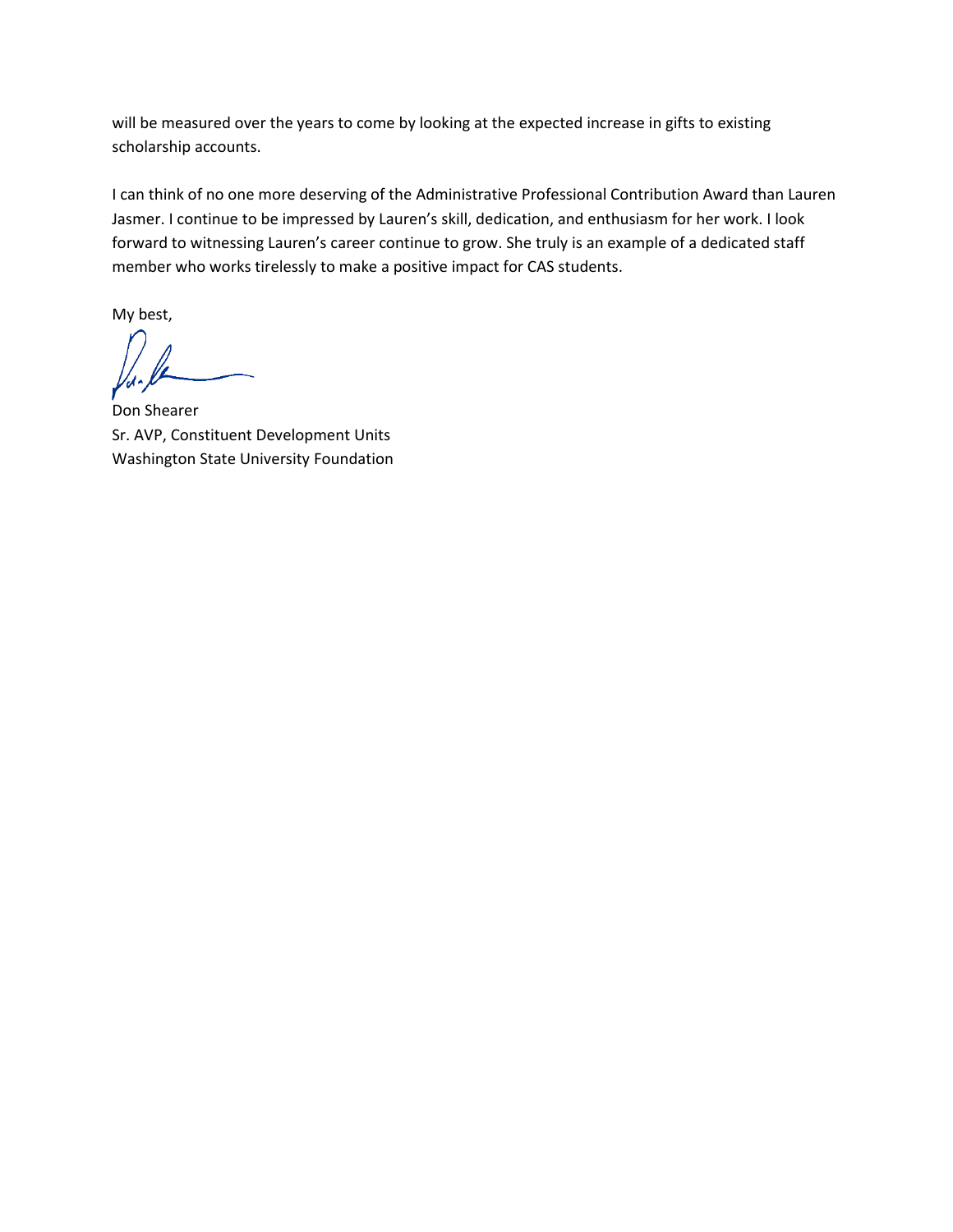will be measured over the years to come by looking at the expected increase in gifts to existing scholarship accounts.

I can think of no one more deserving of the Administrative Professional Contribution Award than Lauren Jasmer. I continue to be impressed by Lauren's skill, dedication, and enthusiasm for her work. I look forward to witnessing Lauren's career continue to grow. She truly is an example of a dedicated staff member who works tirelessly to make a positive impact for CAS students.

My best,

Don Shearer
Sr. AVP, Constituent Development Units
Washington State University Foundation